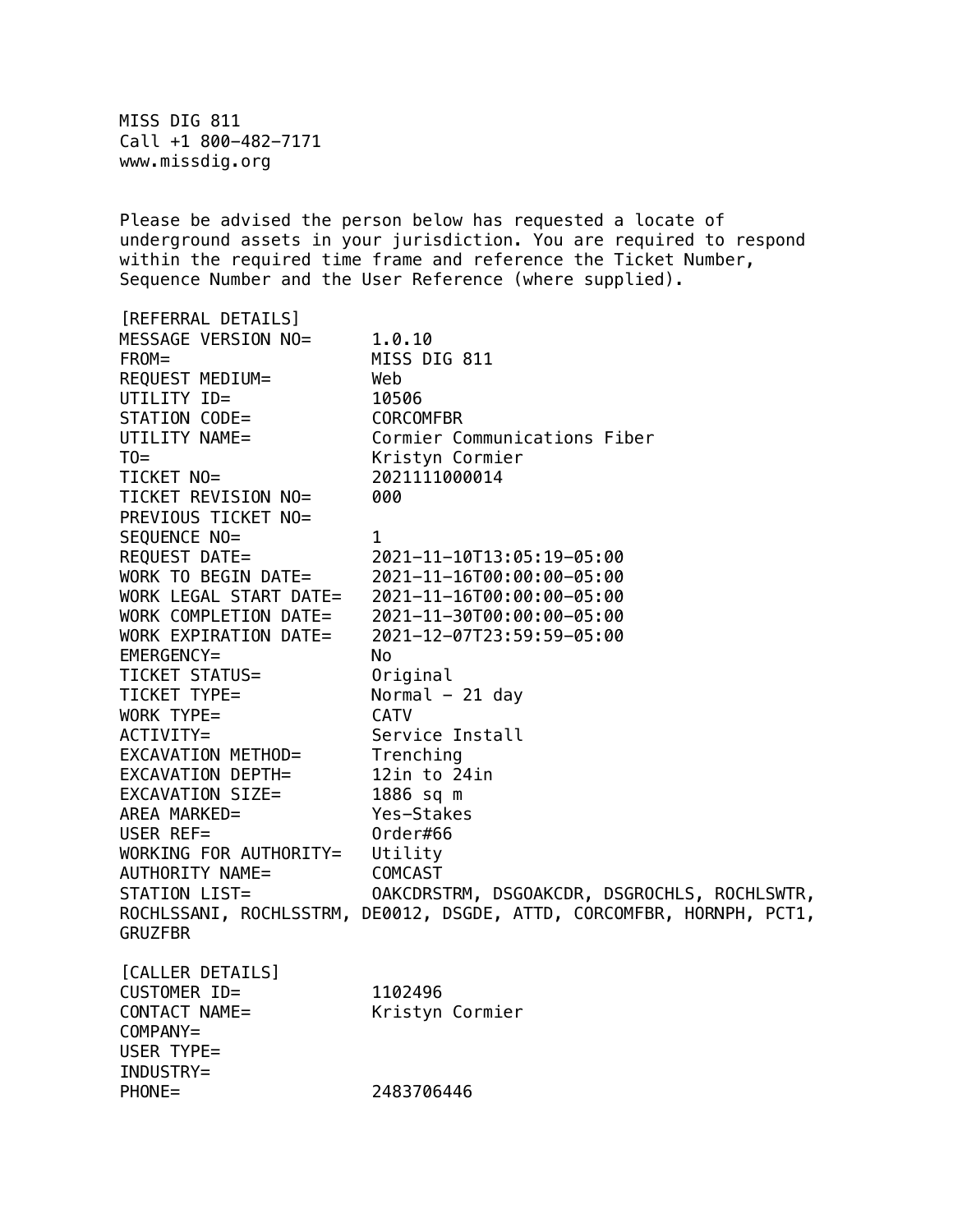MISS DIG 811
Call +1 800-482-7171
www.missdig.org

Please be advised the person below has requested a locate of underground assets in your jurisdiction. You are required to respond within the required time frame and reference the Ticket Number, Sequence Number and the User Reference (where supplied).

[REFERRAL DETAILS]
MESSAGE VERSION NO= 1.0.10
FROM= MISS DIG 811
REQUEST MEDIUM= Web
UTILITY ID= 10506
STATION CODE= CORCOMFBR
UTILITY NAME= Cormier Communications Fiber
TO= Kristyn Cormier
TICKET NO= 2021111000014
TICKET REVISION NO= 000
PREVIOUS TICKET NO=
SEQUENCE NO= 1
REQUEST DATE= 2021-11-10T13:05:19-05:00
WORK TO BEGIN DATE= 2021-11-16T00:00:00-05:00
WORK LEGAL START DATE= 2021-11-16T00:00:00-05:00
WORK COMPLETION DATE= 2021-11-30T00:00:00-05:00
WORK EXPIRATION DATE= 2021-12-07T23:59:59-05:00
EMERGENCY= No
TICKET STATUS= Original
TICKET TYPE= Normal - 21 day
WORK TYPE= CATV
ACTIVITY= Service Install
EXCAVATION METHOD= Trenching
EXCAVATION DEPTH= 12in to 24in
EXCAVATION SIZE= 1886 sq m
AREA MARKED= Yes-Stakes
USER REF= Order#66
WORKING FOR AUTHORITY= Utility
AUTHORITY NAME= COMCAST
STATION LIST= OAKCDRSTRM, DSGOAKCDR, DSGROCHLS, ROCHLSWTR, ROCHLSSANI, ROCHLSSTRM, DE0012, DSGDE, ATTD, CORCOMFBR, HORNPH, PCT1, GRUZFBR

[CALLER DETAILS]
CUSTOMER ID= 1102496
CONTACT NAME= Kristyn Cormier
COMPANY=
USER TYPE=
INDUSTRY=
PHONE= 2483706446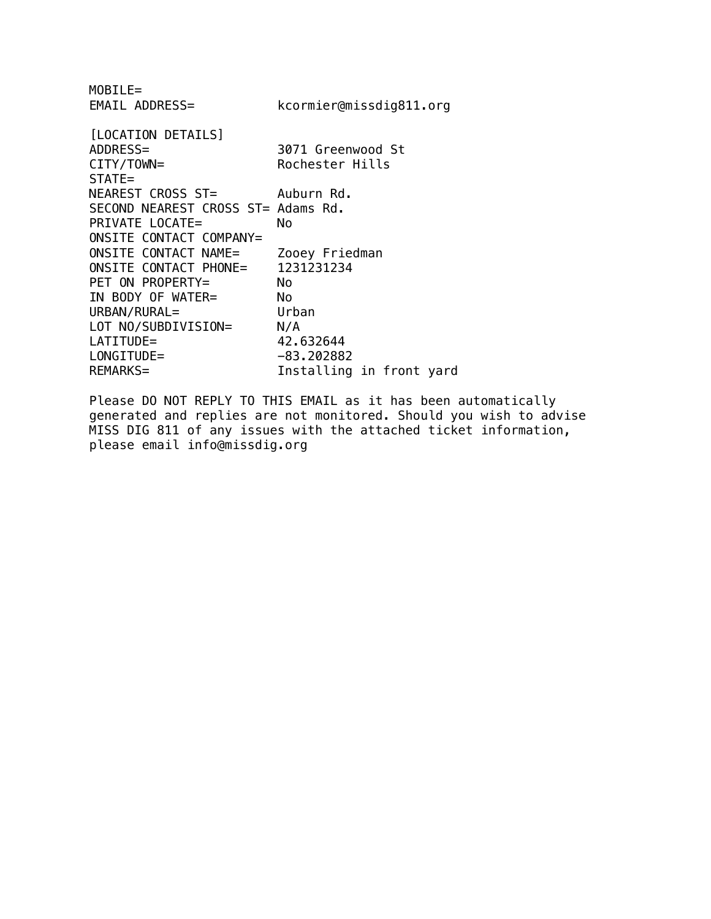MOBILE=
EMAIL ADDRESS= kcormier@missdig811.org

[LOCATION DETAILS]
ADDRESS= 3071 Greenwood St
CITY/TOWN= Rochester Hills
STATE=
NEAREST CROSS ST= Auburn Rd.
SECOND NEAREST CROSS ST= Adams Rd.
PRIVATE LOCATE= No
ONSITE CONTACT COMPANY=
ONSITE CONTACT NAME= Zooey Friedman
ONSITE CONTACT PHONE= 1231231234
PET ON PROPERTY= No
IN BODY OF WATER= No
URBAN/RURAL= Urban
LOT NO/SUBDIVISION= N/A
LATITUDE= 42.632644
LONGITUDE= -83.202882
REMARKS= Installing in front yard

Please DO NOT REPLY TO THIS EMAIL as it has been automatically generated and replies are not monitored. Should you wish to advise MISS DIG 811 of any issues with the attached ticket information, please email info@missdig.org